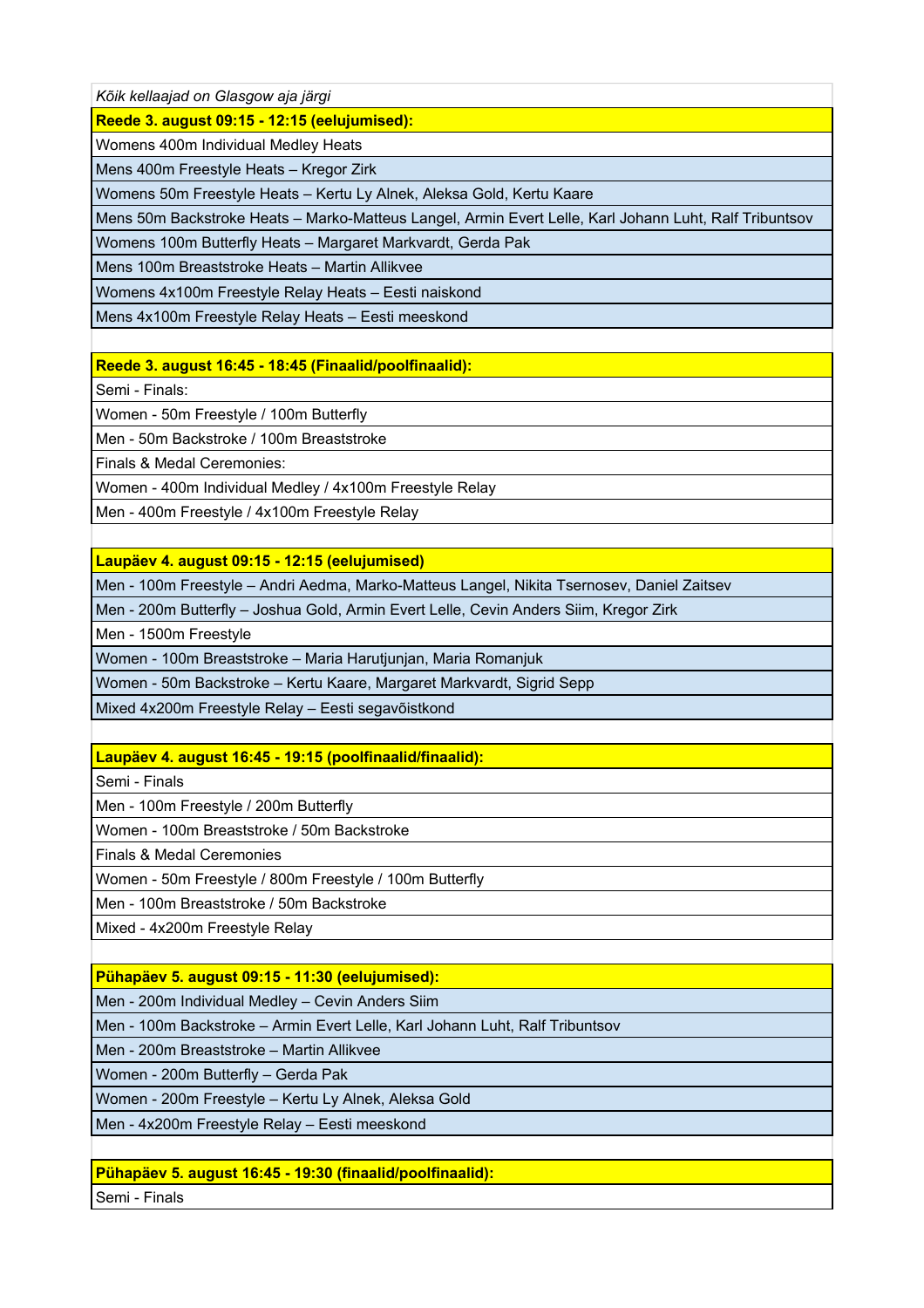*Kõik kellaajad on Glasgow aja järgi*

**Reede 3. august 09:15 - 12:15 (eelujumised):**

Womens 400m Individual Medley Heats

Mens 400m Freestyle Heats – Kregor Zirk

Womens 50m Freestyle Heats – Kertu Ly Alnek, Aleksa Gold, Kertu Kaare

Mens 50m Backstroke Heats – Marko-Matteus Langel, Armin Evert Lelle, Karl Johann Luht, Ralf Tribuntsov

Womens 100m Butterfly Heats – Margaret Markvardt, Gerda Pak

Mens 100m Breaststroke Heats – Martin Allikvee

Womens 4x100m Freestyle Relay Heats – Eesti naiskond

Mens 4x100m Freestyle Relay Heats – Eesti meeskond

**Reede 3. august 16:45 - 18:45 (Finaalid/poolfinaalid):**

Semi - Finals:

Women - 50m Freestyle / 100m Butterfly

Men - 50m Backstroke / 100m Breaststroke

Finals & Medal Ceremonies:

Women - 400m Individual Medley / 4x100m Freestyle Relay

Men - 400m Freestyle / 4x100m Freestyle Relay

**Laupäev 4. august 09:15 - 12:15 (eelujumised)**

Men - 100m Freestyle – Andri Aedma, Marko-Matteus Langel, Nikita Tsernosev, Daniel Zaitsev

Men - 200m Butterfly – Joshua Gold, Armin Evert Lelle, Cevin Anders Siim, Kregor Zirk

Men - 1500m Freestyle

Women - 100m Breaststroke – Maria Harutjunjan, Maria Romanjuk

Women - 50m Backstroke – Kertu Kaare, Margaret Markvardt, Sigrid Sepp

Mixed 4x200m Freestyle Relay – Eesti segavõistkond

**Laupäev 4. august 16:45 - 19:15 (poolfinaalid/finaalid):**

Semi - Finals

Men - 100m Freestyle / 200m Butterfly

Women - 100m Breaststroke / 50m Backstroke

Finals & Medal Ceremonies

Women - 50m Freestyle / 800m Freestyle / 100m Butterfly

Men - 100m Breaststroke / 50m Backstroke

Mixed - 4x200m Freestyle Relay

**Pühapäev 5. august 09:15 - 11:30 (eelujumised):**

Men - 200m Individual Medley – Cevin Anders Siim

Men - 100m Backstroke – Armin Evert Lelle, Karl Johann Luht, Ralf Tribuntsov

Men - 200m Breaststroke – Martin Allikvee

Women - 200m Butterfly – Gerda Pak

Women - 200m Freestyle – Kertu Ly Alnek, Aleksa Gold

Men - 4x200m Freestyle Relay – Eesti meeskond

**Pühapäev 5. august 16:45 - 19:30 (finaalid/poolfinaalid):**

Semi - Finals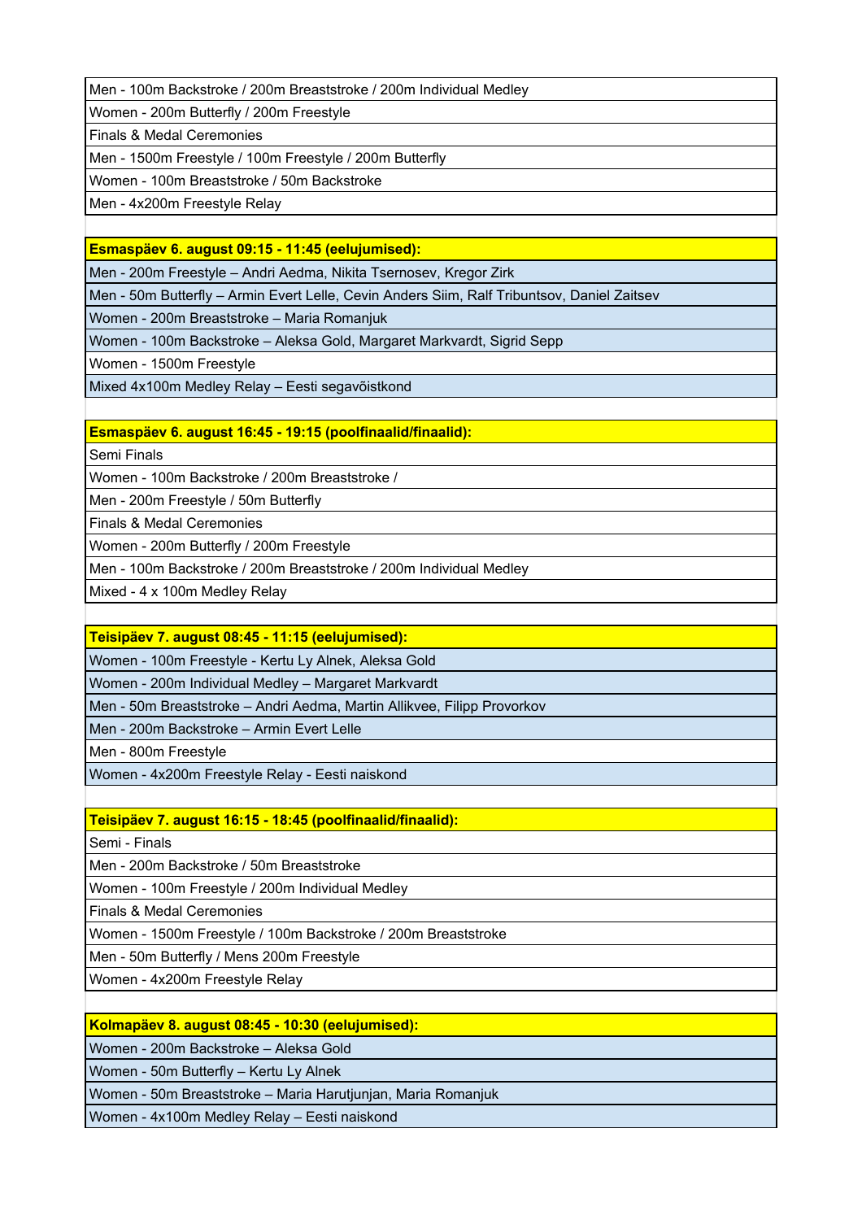| Men - 100m Backstroke / 200m Breaststroke / 200m Individual Medley |
|---|
| Women - 200m Butterfly / 200m Freestyle |
| Finals & Medal Ceremonies |
| Men - 1500m Freestyle / 100m Freestyle / 200m Butterfly |
| Women - 100m Breaststroke / 50m Backstroke |
| Men - 4x200m Freestyle Relay |

| **Esmaspäev 6. august 09:15 - 11:45 (eelujumised):** |
|---|
| Men - 200m Freestyle – Andri Aedma, Nikita Tsernosev, Kregor Zirk |
| Men - 50m Butterfly – Armin Evert Lelle, Cevin Anders Siim, Ralf Tribuntsov, Daniel Zaitsev |
| Women - 200m Breaststroke – Maria Romanjuk |
| Women - 100m Backstroke – Aleksa Gold, Margaret Markvardt, Sigrid Sepp |
| Women - 1500m Freestyle |
| Mixed 4x100m Medley Relay – Eesti segavõistkond |

| **Esmaspäev 6. august 16:45 - 19:15 (poolfinaalid/finaalid):** |
|---|
| Semi Finals |
| Women - 100m Backstroke / 200m Breaststroke / |
| Men - 200m Freestyle / 50m Butterfly |
| Finals & Medal Ceremonies |
| Women - 200m Butterfly / 200m Freestyle |
| Men - 100m Backstroke / 200m Breaststroke / 200m Individual Medley |
| Mixed - 4 x 100m Medley Relay |

| **Teisipäev 7. august 08:45 - 11:15 (eelujumised):** |
|---|
| Women - 100m Freestyle - Kertu Ly Alnek, Aleksa Gold |
| Women - 200m Individual Medley – Margaret Markvardt |
| Men - 50m Breaststroke – Andri Aedma, Martin Allikvee, Filipp Provorkov |
| Men - 200m Backstroke – Armin Evert Lelle |
| Men - 800m Freestyle |
| Women - 4x200m Freestyle Relay - Eesti naiskond |

| **Teisipäev 7. august 16:15 - 18:45 (poolfinaalid/finaalid):** |
|---|
| Semi - Finals |
| Men - 200m Backstroke / 50m Breaststroke |
| Women - 100m Freestyle / 200m Individual Medley |
| Finals & Medal Ceremonies |
| Women - 1500m Freestyle / 100m Backstroke / 200m Breaststroke |
| Men - 50m Butterfly / Mens 200m Freestyle |
| Women - 4x200m Freestyle Relay |

| **Kolmapäev 8. august 08:45 - 10:30 (eelujumised):** |
|---|
| Women - 200m Backstroke – Aleksa Gold |
| Women - 50m Butterfly – Kertu Ly Alnek |
| Women - 50m Breaststroke – Maria Harutjunjan, Maria Romanjuk |
| Women - 4x100m Medley Relay – Eesti naiskond |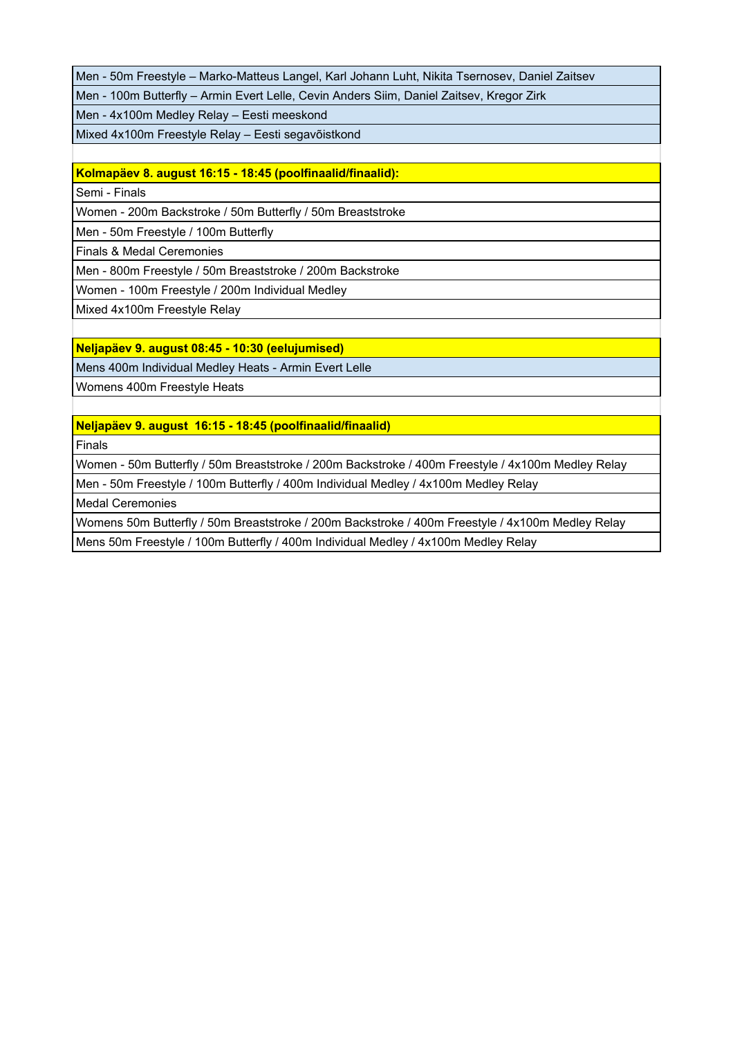| |
|---|
| Men - 50m Freestyle – Marko-Matteus Langel, Karl Johann Luht, Nikita Tsernosev, Daniel Zaitsev |
| Men - 100m Butterfly – Armin Evert Lelle, Cevin Anders Siim, Daniel Zaitsev, Kregor Zirk |
| Men - 4x100m Medley Relay – Eesti meeskond |
| Mixed 4x100m Freestyle Relay – Eesti segavõistkond |
| |
| **Kolmapäev 8. august 16:15 - 18:45 (poolfinaalid/finaalid):** |
| Semi - Finals |
| Women - 200m Backstroke / 50m Butterfly / 50m Breaststroke |
| Men - 50m Freestyle / 100m Butterfly |
| Finals & Medal Ceremonies |
| Men - 800m Freestyle / 50m Breaststroke / 200m Backstroke |
| Women - 100m Freestyle / 200m Individual Medley |
| Mixed 4x100m Freestyle Relay |
| |
| **Neljapäev 9. august 08:45 - 10:30 (eelujumised)** |
| Mens 400m Individual Medley Heats - Armin Evert Lelle |
| Womens 400m Freestyle Heats |
| |
| **Neljapäev 9. august 16:15 - 18:45 (poolfinaalid/finaalid)** |
| Finals |
| Women - 50m Butterfly / 50m Breaststroke / 200m Backstroke / 400m Freestyle / 4x100m Medley Relay |
| Men - 50m Freestyle / 100m Butterfly / 400m Individual Medley / 4x100m Medley Relay |
| Medal Ceremonies |
| Womens 50m Butterfly / 50m Breaststroke / 200m Backstroke / 400m Freestyle / 4x100m Medley Relay |
| Mens 50m Freestyle / 100m Butterfly / 400m Individual Medley / 4x100m Medley Relay |